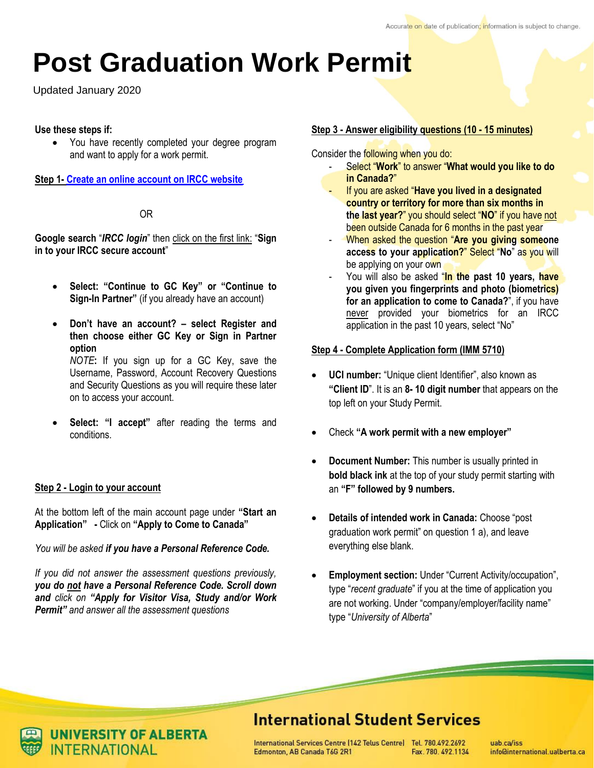# Post Graduation Work Permit

Updated January 2020

**Use these steps if:**

- You have recently completed your degree program and want to apply for a work permit.

**Step 1- Create an online account on IRCC website**

OR

**Google search** "***IRCC login***" then click on the first link: "**Sign in to your IRCC secure account**"

- **Select: "Continue to GC Key" or "Continue to Sign-In Partner"** (if you already have an account)
- **Don't have an account? – select Register and then choose either GC Key or Sign in Partner option**
  *NOTE*: If you sign up for a GC Key, save the Username, Password, Account Recovery Questions and Security Questions as you will require these later on to access your account.
- **Select: "I accept"** after reading the terms and conditions.

**Step 2 - Login to your account**

At the bottom left of the main account page under **"Start an Application" - ** Click on **"Apply to Come to Canada"**

*You will be asked **if you have a Personal Reference Code.***

*If you did not answer the assessment questions previously, **you do not have a Personal Reference Code. Scroll down and** click on **"Apply for Visitor Visa, Study and/or Work Permit"** and answer all the assessment questions*

**Step 3 - Answer eligibility questions (10 - 15 minutes)**

Consider the following when you do:

- Select "**Work**" to answer "**What would you like to do in Canada?**"
- If you are asked "**Have you lived in a designated country or territory for more than six months in the last year?**" you should select "**NO**" if you have not been outside Canada for 6 months in the past year
- When asked the question "**Are you giving someone access to your application?**" Select "**No**" as you will be applying on your own
- You will also be asked "**In the past 10 years, have you given you fingerprints and photo (biometrics) for an application to come to Canada?**", if you have never provided your biometrics for an IRCC application in the past 10 years, select "No"

**Step 4 - Complete Application form (IMM 5710)**

- **UCI number:** "Unique client Identifier", also known as **"Client ID"**. It is an **8- 10 digit number** that appears on the top left on your Study Permit.
- Check **"A work permit with a new employer"**
- **Document Number:** This number is usually printed in **bold black ink** at the top of your study permit starting with an **"F" followed by 9 numbers.**
- **Details of intended work in Canada:** Choose "post graduation work permit" on question 1 a), and leave everything else blank.
- **Employment section:** Under "Current Activity/occupation", type "*recent graduate*" if you at the time of application you are not working. Under "company/employer/facility name" type "*University of Alberta*"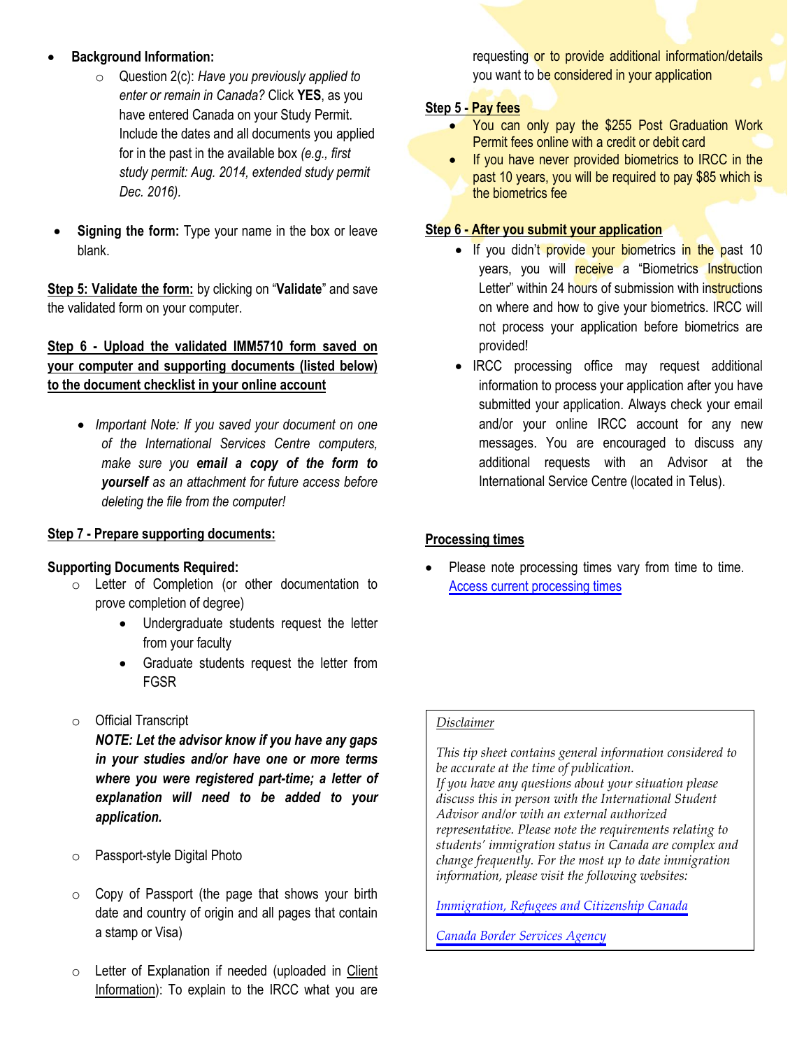- **Background Information:**
  - Question 2(c): *Have you previously applied to enter or remain in Canada?* Click **YES**, as you have entered Canada on your Study Permit. Include the dates and all documents you applied for in the past in the available box *(e.g., first study permit: Aug. 2014, extended study permit Dec. 2016).*

- **Signing the form:** Type your name in the box or leave blank.

**Step 5: Validate the form:** by clicking on "**Validate**" and save the validated form on your computer.

**Step 6 - Upload the validated IMM5710 form saved on your computer and supporting documents (listed below) to the document checklist in your online account**

- *Important Note: If you saved your document on one of the International Services Centre computers, make sure you* ***email a copy of the form to yourself*** *as an attachment for future access before deleting the file from the computer!*

**Step 7 - Prepare supporting documents:**

**Supporting Documents Required:**

- Letter of Completion (or other documentation to prove completion of degree)
  - Undergraduate students request the letter from your faculty
  - Graduate students request the letter from FGSR

- Official Transcript
  ***NOTE: Let the advisor know if you have any gaps in your studies and/or have one or more terms where you were registered part-time; a letter of explanation will need to be added to your application.***

- Passport-style Digital Photo

- Copy of Passport (the page that shows your birth date and country of origin and all pages that contain a stamp or Visa)

- Letter of Explanation if needed (uploaded in Client Information): To explain to the IRCC what you are requesting or to provide additional information/details you want to be considered in your application

**Step 5 - Pay fees**

- You can only pay the $255 Post Graduation Work Permit fees online with a credit or debit card
- If you have never provided biometrics to IRCC in the past 10 years, you will be required to pay $85 which is the biometrics fee

**Step 6 - After you submit your application**

- If you didn't provide your biometrics in the past 10 years, you will receive a "Biometrics Instruction Letter" within 24 hours of submission with instructions on where and how to give your biometrics. IRCC will not process your application before biometrics are provided!
- IRCC processing office may request additional information to process your application after you have submitted your application. Always check your email and/or your online IRCC account for any new messages. You are encouraged to discuss any additional requests with an Advisor at the International Service Centre (located in Telus).

**Processing times**

- Please note processing times vary from time to time. Access current processing times

*Disclaimer*

*This tip sheet contains general information considered to be accurate at the time of publication.*
*If you have any questions about your situation please discuss this in person with the International Student Advisor and/or with an external authorized representative. Please note the requirements relating to students' immigration status in Canada are complex and change frequently. For the most up to date immigration information, please visit the following websites:*

*Immigration, Refugees and Citizenship Canada*

*Canada Border Services Agency*